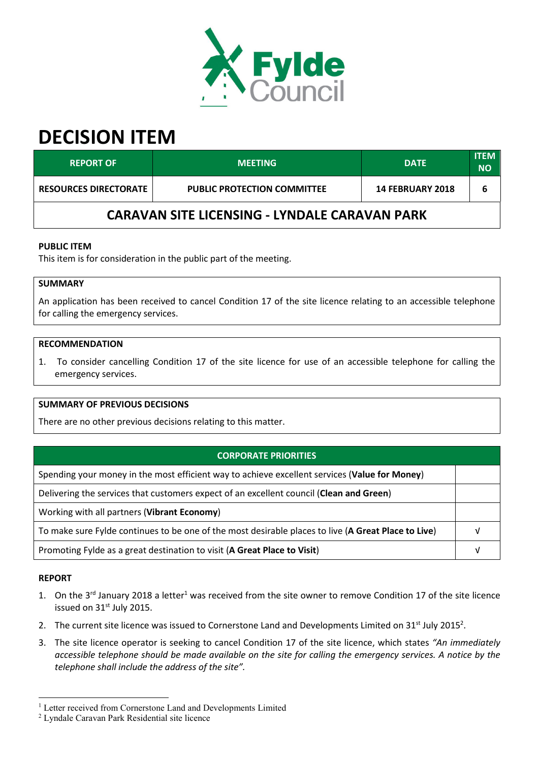# DECISION ITEM

| REPORT OF | MEETING | DATE | ITEM NO |
|---|---|---|---|
| RESOURCES DIRECTORATE | PUBLIC PROTECTION COMMITTEE | 14 FEBRUARY 2018 | 6 |

## CARAVAN SITE LICENSING - LYNDALE CARAVAN PARK

**PUBLIC ITEM**

This item is for consideration in the public part of the meeting.

**SUMMARY**

An application has been received to cancel Condition 17 of the site licence relating to an accessible telephone for calling the emergency services.

**RECOMMENDATION**

1. To consider cancelling Condition 17 of the site licence for use of an accessible telephone for calling the emergency services.

**SUMMARY OF PREVIOUS DECISIONS**

There are no other previous decisions relating to this matter.

| CORPORATE PRIORITIES | |
|---|---|
| Spending your money in the most efficient way to achieve excellent services (**Value for Money**) | |
| Delivering the services that customers expect of an excellent council (**Clean and Green**) | |
| Working with all partners (**Vibrant Economy**) | |
| To make sure Fylde continues to be one of the most desirable places to live (**A Great Place to Live**) | √ |
| Promoting Fylde as a great destination to visit (**A Great Place to Visit**) | √ |

**REPORT**

1. On the 3rd January 2018 a letter[1] was received from the site owner to remove Condition 17 of the site licence issued on 31st July 2015.
2. The current site licence was issued to Cornerstone Land and Developments Limited on 31st July 2015[2].
3. The site licence operator is seeking to cancel Condition 17 of the site licence, which states *"An immediately accessible telephone should be made available on the site for calling the emergency services. A notice by the telephone shall include the address of the site".*

[1] Letter received from Cornerstone Land and Developments Limited

[2] Lyndale Caravan Park Residential site licence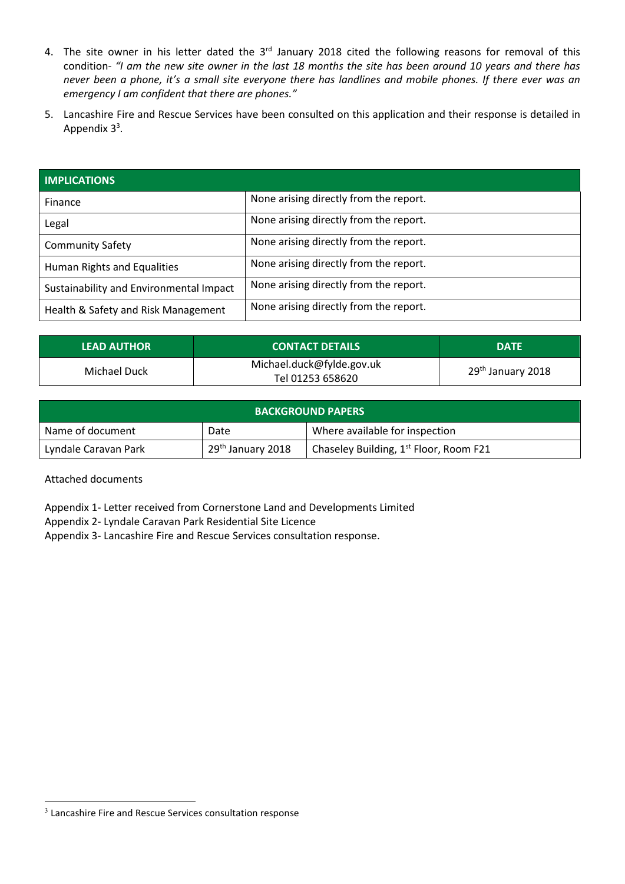4. The site owner in his letter dated the 3rd January 2018 cited the following reasons for removal of this condition- *"I am the new site owner in the last 18 months the site has been around 10 years and there has never been a phone, it's a small site everyone there has landlines and mobile phones. If there ever was an emergency I am confident that there are phones."*

5. Lancashire Fire and Rescue Services have been consulted on this application and their response is detailed in Appendix 3[3].

| IMPLICATIONS | |
|---|---|
| Finance | None arising directly from the report. |
| Legal | None arising directly from the report. |
| Community Safety | None arising directly from the report. |
| Human Rights and Equalities | None arising directly from the report. |
| Sustainability and Environmental Impact | None arising directly from the report. |
| Health & Safety and Risk Management | None arising directly from the report. |

| LEAD AUTHOR | CONTACT DETAILS | DATE |
|---|---|---|
| Michael Duck | Michael.duck@fylde.gov.uk<br>Tel 01253 658620 | 29th January 2018 |

| BACKGROUND PAPERS | | |
|---|---|---|
| Name of document | Date | Where available for inspection |
| Lyndale Caravan Park | 29th January 2018 | Chaseley Building, 1st Floor, Room F21 |

Attached documents

Appendix 1- Letter received from Cornerstone Land and Developments Limited
Appendix 2- Lyndale Caravan Park Residential Site Licence
Appendix 3- Lancashire Fire and Rescue Services consultation response.

[3] Lancashire Fire and Rescue Services consultation response